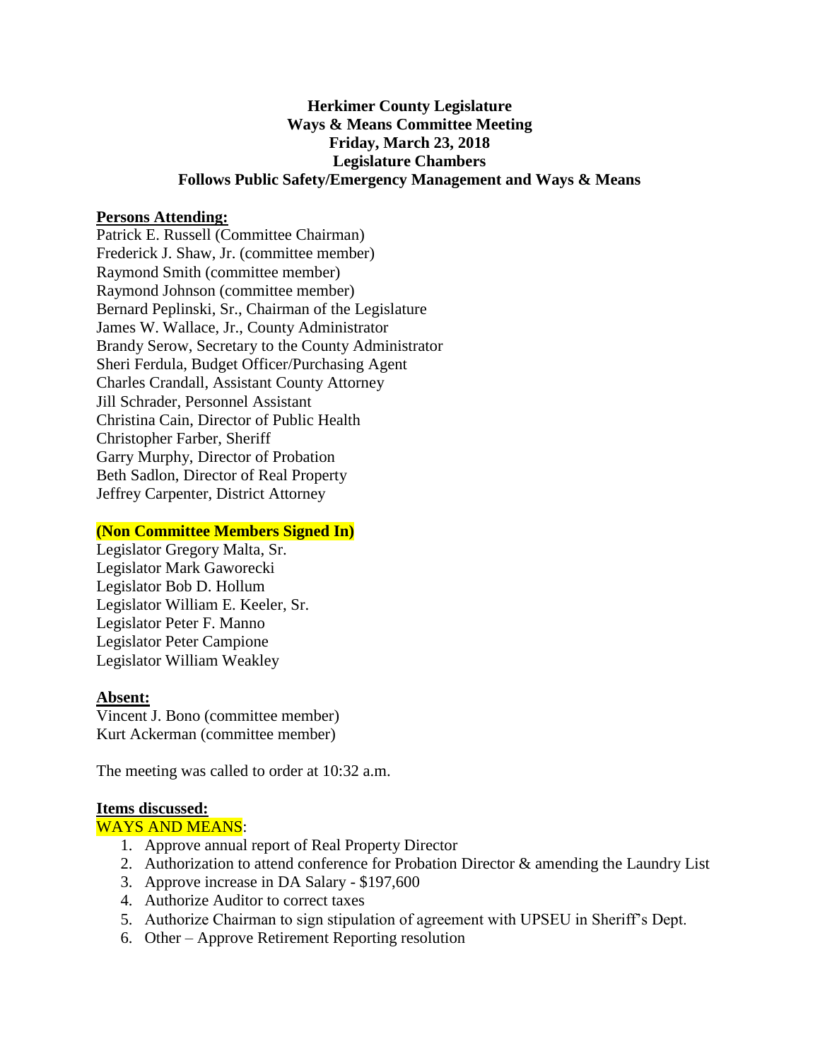# Herkimer County Legislature
## Ways & Means Committee Meeting
## Friday, March 23, 2018
## Legislature Chambers
## Follows Public Safety/Emergency Management and Ways & Means

**Persons Attending:**

Patrick E. Russell (Committee Chairman)
Frederick J. Shaw, Jr. (committee member)
Raymond Smith (committee member)
Raymond Johnson (committee member)
Bernard Peplinski, Sr., Chairman of the Legislature
James W. Wallace, Jr., County Administrator
Brandy Serow, Secretary to the County Administrator
Sheri Ferdula, Budget Officer/Purchasing Agent
Charles Crandall, Assistant County Attorney
Jill Schrader, Personnel Assistant
Christina Cain, Director of Public Health
Christopher Farber, Sheriff
Garry Murphy, Director of Probation
Beth Sadlon, Director of Real Property
Jeffrey Carpenter, District Attorney

**(Non Committee Members Signed In)**

Legislator Gregory Malta, Sr.
Legislator Mark Gaworecki
Legislator Bob D. Hollum
Legislator William E. Keeler, Sr.
Legislator Peter F. Manno
Legislator Peter Campione
Legislator William Weakley

**Absent:**

Vincent J. Bono (committee member)
Kurt Ackerman (committee member)

The meeting was called to order at 10:32 a.m.

**Items discussed:**

WAYS AND MEANS:

1. Approve annual report of Real Property Director
2. Authorization to attend conference for Probation Director & amending the Laundry List
3. Approve increase in DA Salary - $197,600
4. Authorize Auditor to correct taxes
5. Authorize Chairman to sign stipulation of agreement with UPSEU in Sheriff's Dept.
6. Other – Approve Retirement Reporting resolution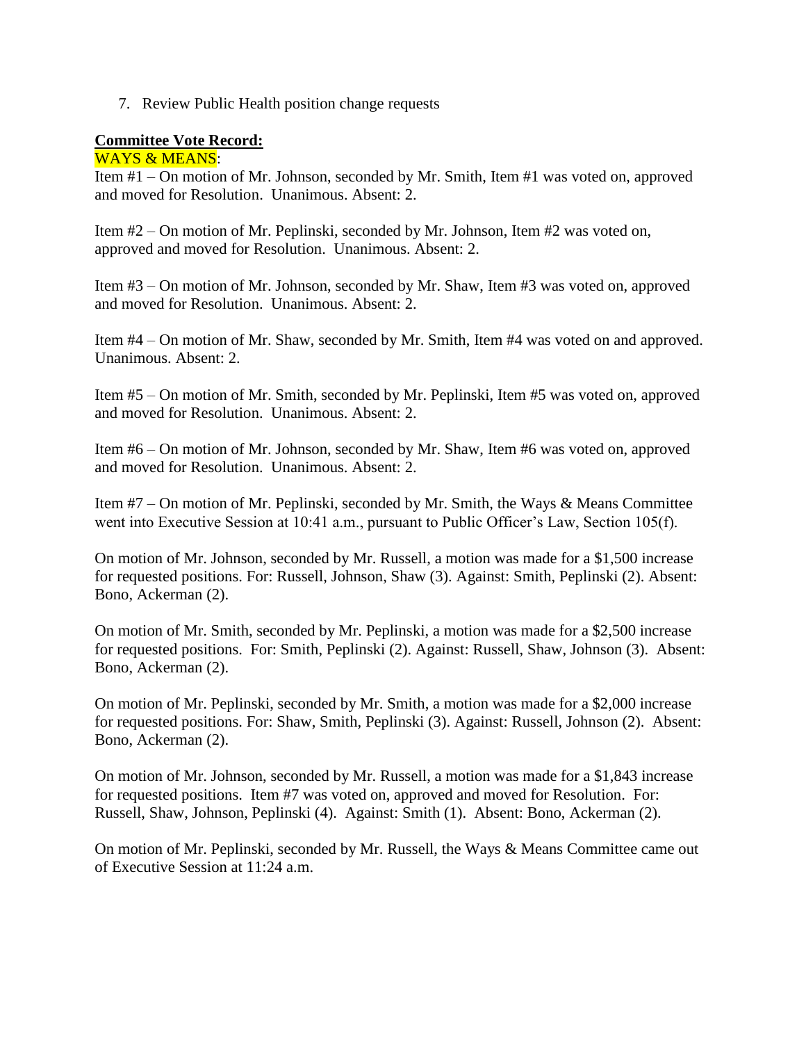7. Review Public Health position change requests

**Committee Vote Record:**

WAYS & MEANS:

Item #1 – On motion of Mr. Johnson, seconded by Mr. Smith, Item #1 was voted on, approved and moved for Resolution. Unanimous. Absent: 2.

Item #2 – On motion of Mr. Peplinski, seconded by Mr. Johnson, Item #2 was voted on, approved and moved for Resolution. Unanimous. Absent: 2.

Item #3 – On motion of Mr. Johnson, seconded by Mr. Shaw, Item #3 was voted on, approved and moved for Resolution. Unanimous. Absent: 2.

Item #4 – On motion of Mr. Shaw, seconded by Mr. Smith, Item #4 was voted on and approved. Unanimous. Absent: 2.

Item #5 – On motion of Mr. Smith, seconded by Mr. Peplinski, Item #5 was voted on, approved and moved for Resolution. Unanimous. Absent: 2.

Item #6 – On motion of Mr. Johnson, seconded by Mr. Shaw, Item #6 was voted on, approved and moved for Resolution. Unanimous. Absent: 2.

Item #7 – On motion of Mr. Peplinski, seconded by Mr. Smith, the Ways & Means Committee went into Executive Session at 10:41 a.m., pursuant to Public Officer's Law, Section 105(f).

On motion of Mr. Johnson, seconded by Mr. Russell, a motion was made for a $1,500 increase for requested positions. For: Russell, Johnson, Shaw (3). Against: Smith, Peplinski (2). Absent: Bono, Ackerman (2).

On motion of Mr. Smith, seconded by Mr. Peplinski, a motion was made for a $2,500 increase for requested positions. For: Smith, Peplinski (2). Against: Russell, Shaw, Johnson (3). Absent: Bono, Ackerman (2).

On motion of Mr. Peplinski, seconded by Mr. Smith, a motion was made for a $2,000 increase for requested positions. For: Shaw, Smith, Peplinski (3). Against: Russell, Johnson (2). Absent: Bono, Ackerman (2).

On motion of Mr. Johnson, seconded by Mr. Russell, a motion was made for a $1,843 increase for requested positions. Item #7 was voted on, approved and moved for Resolution. For: Russell, Shaw, Johnson, Peplinski (4). Against: Smith (1). Absent: Bono, Ackerman (2).

On motion of Mr. Peplinski, seconded by Mr. Russell, the Ways & Means Committee came out of Executive Session at 11:24 a.m.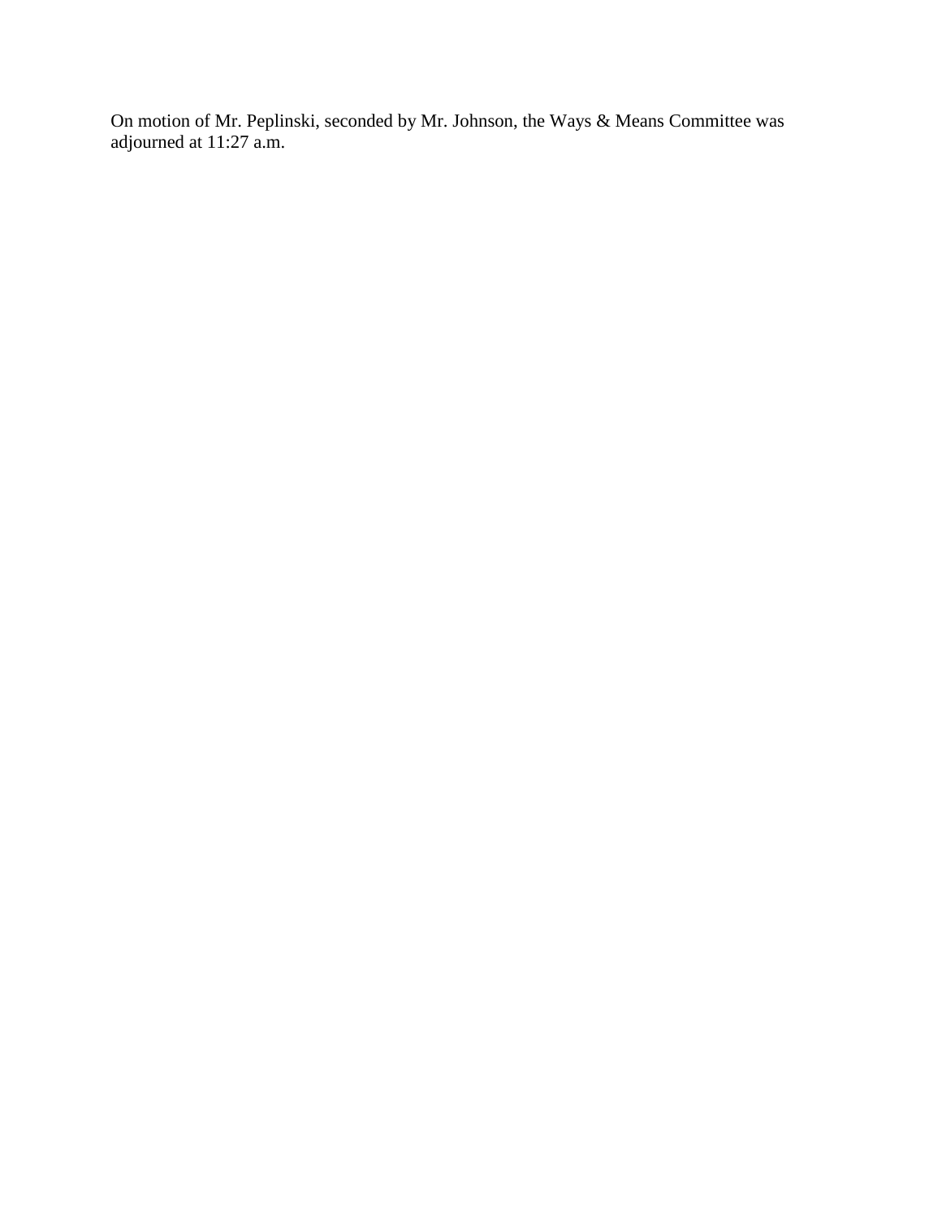On motion of Mr. Peplinski, seconded by Mr. Johnson, the Ways & Means Committee was adjourned at 11:27 a.m.